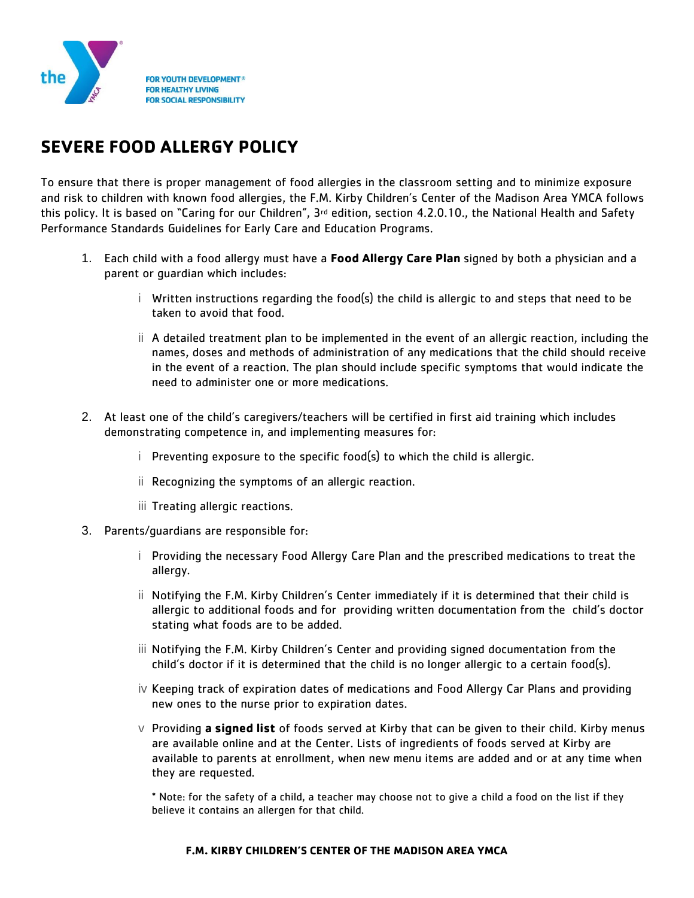FOR YOUTH DEVELOPMENT®
FOR HEALTHY LIVING
FOR SOCIAL RESPONSIBILITY

# SEVERE FOOD ALLERGY POLICY

To ensure that there is proper management of food allergies in the classroom setting and to minimize exposure and risk to children with known food allergies, the F.M. Kirby Children's Center of the Madison Area YMCA follows this policy. It is based on "Caring for our Children", 3rd edition, section 4.2.0.10., the National Health and Safety Performance Standards Guidelines for Early Care and Education Programs.

1. Each child with a food allergy must have a **Food Allergy Care Plan** signed by both a physician and a parent or guardian which includes:

    i Written instructions regarding the food(s) the child is allergic to and steps that need to be taken to avoid that food.

    ii A detailed treatment plan to be implemented in the event of an allergic reaction, including the names, doses and methods of administration of any medications that the child should receive in the event of a reaction. The plan should include specific symptoms that would indicate the need to administer one or more medications.

2. At least one of the child's caregivers/teachers will be certified in first aid training which includes demonstrating competence in, and implementing measures for:

    i Preventing exposure to the specific food(s) to which the child is allergic.

    ii Recognizing the symptoms of an allergic reaction.

    iii Treating allergic reactions.

3. Parents/guardians are responsible for:

    i Providing the necessary Food Allergy Care Plan and the prescribed medications to treat the allergy.

    ii Notifying the F.M. Kirby Children's Center immediately if it is determined that their child is allergic to additional foods and for providing written documentation from the child's doctor stating what foods are to be added.

    iii Notifying the F.M. Kirby Children's Center and providing signed documentation from the child's doctor if it is determined that the child is no longer allergic to a certain food(s).

    iv Keeping track of expiration dates of medications and Food Allergy Car Plans and providing new ones to the nurse prior to expiration dates.

    v Providing **a signed list** of foods served at Kirby that can be given to their child. Kirby menus are available online and at the Center. Lists of ingredients of foods served at Kirby are available to parents at enrollment, when new menu items are added and or at any time when they are requested.

    * Note: for the safety of a child, a teacher may choose not to give a child a food on the list if they believe it contains an allergen for that child.

**F.M. KIRBY CHILDREN'S CENTER OF THE MADISON AREA YMCA**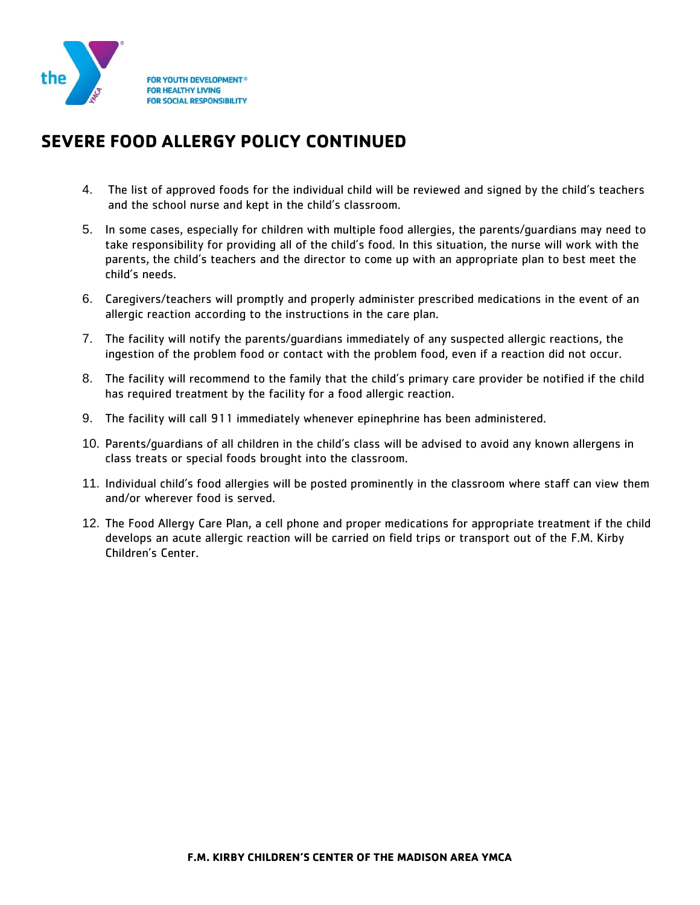## SEVERE FOOD ALLERGY POLICY CONTINUED

4. The list of approved foods for the individual child will be reviewed and signed by the child's teachers and the school nurse and kept in the child's classroom.
5. In some cases, especially for children with multiple food allergies, the parents/guardians may need to take responsibility for providing all of the child's food. In this situation, the nurse will work with the parents, the child's teachers and the director to come up with an appropriate plan to best meet the child's needs.
6. Caregivers/teachers will promptly and properly administer prescribed medications in the event of an allergic reaction according to the instructions in the care plan.
7. The facility will notify the parents/guardians immediately of any suspected allergic reactions, the ingestion of the problem food or contact with the problem food, even if a reaction did not occur.
8. The facility will recommend to the family that the child's primary care provider be notified if the child has required treatment by the facility for a food allergic reaction.
9. The facility will call 911 immediately whenever epinephrine has been administered.
10. Parents/guardians of all children in the child's class will be advised to avoid any known allergens in class treats or special foods brought into the classroom.
11. Individual child's food allergies will be posted prominently in the classroom where staff can view them and/or wherever food is served.
12. The Food Allergy Care Plan, a cell phone and proper medications for appropriate treatment if the child develops an acute allergic reaction will be carried on field trips or transport out of the F.M. Kirby Children's Center.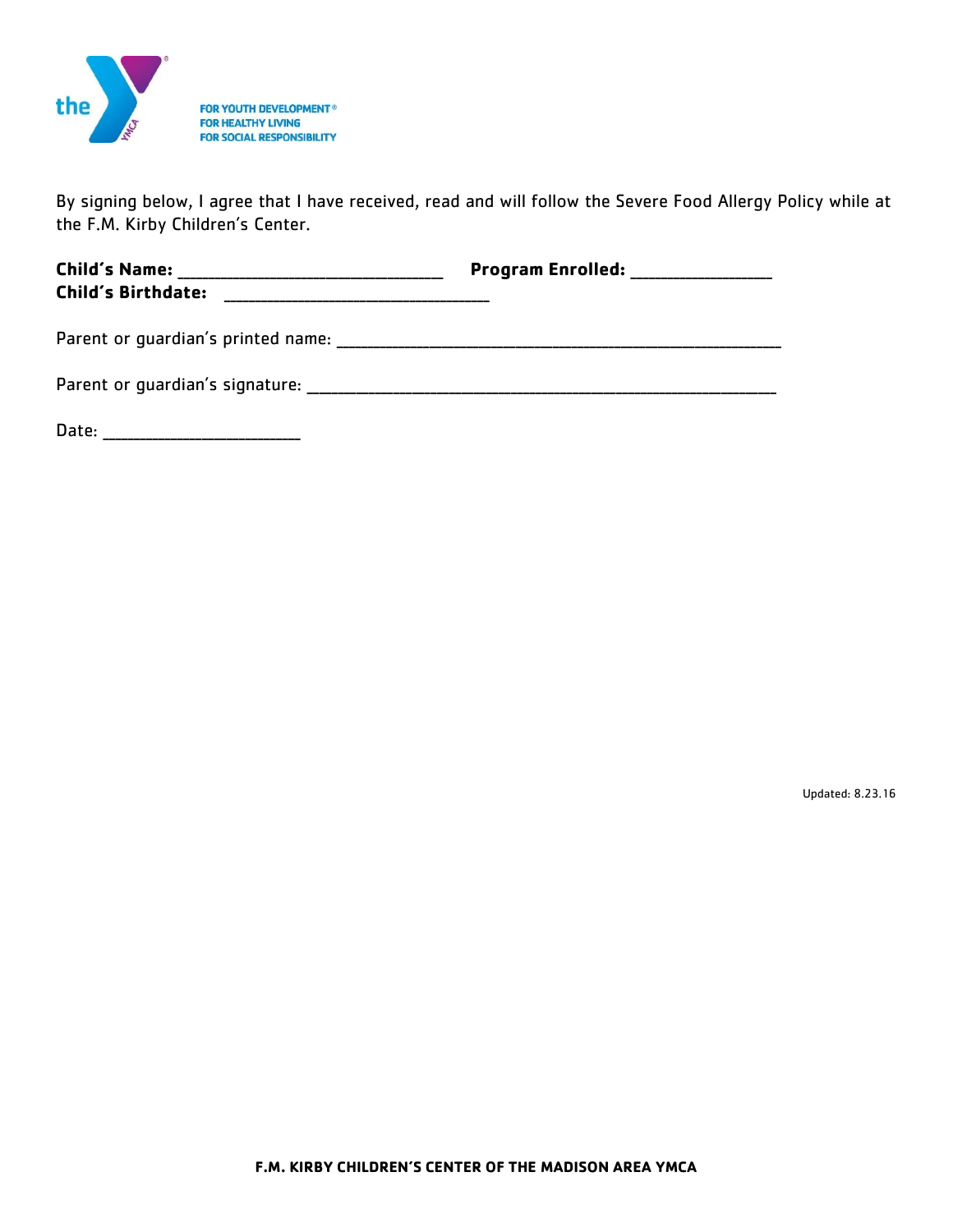FOR YOUTH DEVELOPMENT®
FOR HEALTHY LIVING
FOR SOCIAL RESPONSIBILITY

By signing below, I agree that I have received, read and will follow the Severe Food Allergy Policy while at the F.M. Kirby Children's Center.

**Child's Name:** ______________________________ **Program Enrolled:** ________________
**Child's Birthdate:** ______________________________

Parent or guardian's printed name: __________________________________________________

Parent or guardian's signature: _____________________________________________________

Date: ______________________

Updated: 8.23.16

**F.M. KIRBY CHILDREN'S CENTER OF THE MADISON AREA YMCA**